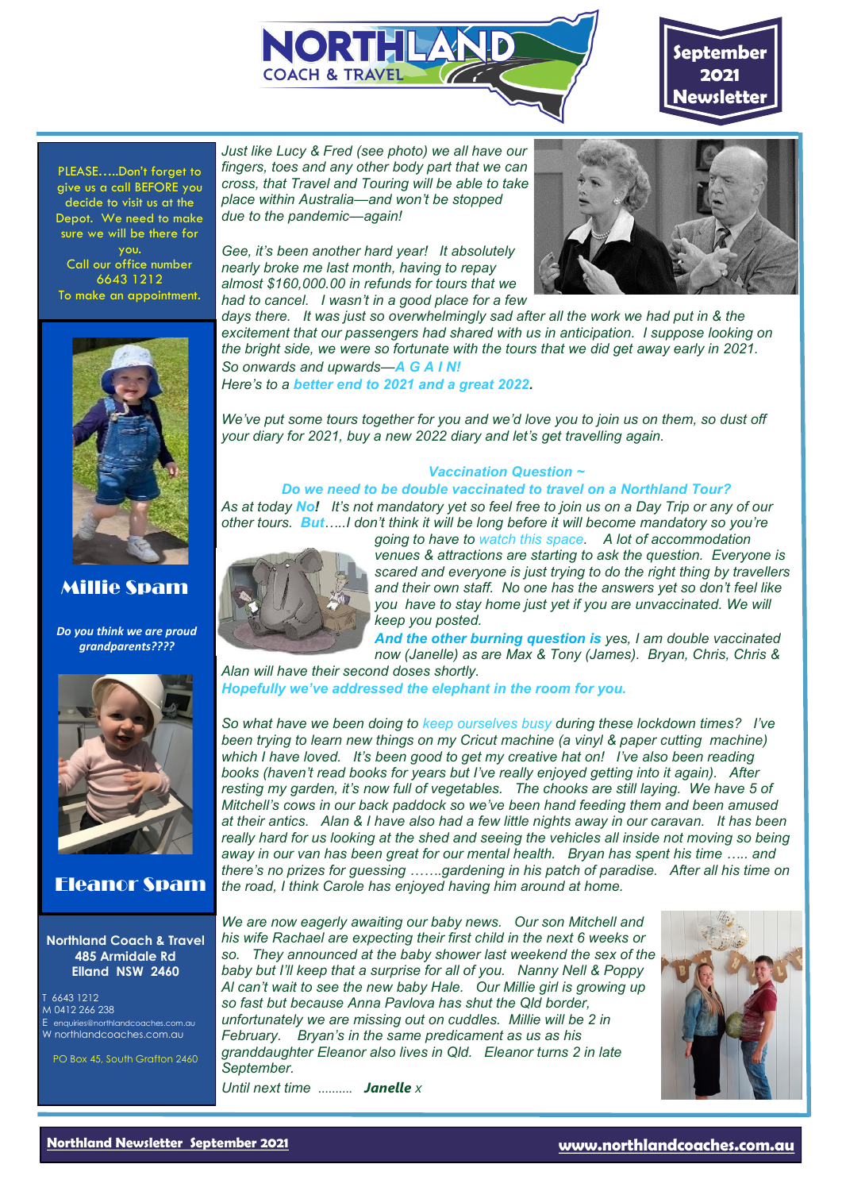# NORTHLAND COACH & TRAVEL

**September 2021 Newsletter**

PLEASE…..Don't forget to give us a call BEFORE you decide to visit us at the Depot. We need to make sure we will be there for you.
Call our office number 6643 1212
To make an appointment.

**Millie Spam**

***Do you think we are proud grandparents????***

**Eleanor Spam**

**Northland Coach & Travel**
**485 Armidale Rd**
**Elland NSW 2460**

T 6643 1212
M 0412 266 238
E enquiries@northlandcoaches.com.au
W northlandcoaches.com.au

PO Box 45, South Grafton 2460

*Just like Lucy & Fred (see photo) we all have our fingers, toes and any other body part that we can cross, that Travel and Touring will be able to take place within Australia—and won't be stopped due to the pandemic—again!*

*Gee, it's been another hard year! It absolutely nearly broke me last month, having to repay almost $160,000.00 in refunds for tours that we had to cancel. I wasn't in a good place for a few days there. It was just so overwhelmingly sad after all the work we had put in & the excitement that our passengers had shared with us in anticipation. I suppose looking on the bright side, we were so fortunate with the tours that we did get away early in 2021.*
*So onwards and upwards—**A G A I N!***
*Here's to a **better end to 2021 and a great 2022.***

*We've put some tours together for you and we'd love you to join us on them, so dust off your diary for 2021, buy a new 2022 diary and let's get travelling again.*

***Vaccination Question ~***
***Do we need to be double vaccinated to travel on a Northland Tour?***

*As at today **No!** It's not mandatory yet so feel free to join us on a Day Trip or any of our other tours. **But**…..I don't think it will be long before it will become mandatory so you're going to have to watch this space. A lot of accommodation venues & attractions are starting to ask the question. Everyone is scared and everyone is just trying to do the right thing by travellers and their own staff. No one has the answers yet so don't feel like you have to stay home just yet if you are unvaccinated. We will keep you posted.*
***And the other burning question is** yes, I am double vaccinated now (Janelle) as are Max & Tony (James). Bryan, Chris, Chris & Alan will have their second doses shortly.*
***Hopefully we've addressed the elephant in the room for you.***

*So what have we been doing to keep ourselves busy during these lockdown times? I've been trying to learn new things on my Cricut machine (a vinyl & paper cutting machine) which I have loved. It's been good to get my creative hat on! I've also been reading books (haven't read books for years but I've really enjoyed getting into it again). After resting my garden, it's now full of vegetables. The chooks are still laying. We have 5 of Mitchell's cows in our back paddock so we've been hand feeding them and been amused at their antics. Alan & I have also had a few little nights away in our caravan. It has been really hard for us looking at the shed and seeing the vehicles all inside not moving so being away in our van has been great for our mental health. Bryan has spent his time ….. and there's no prizes for guessing …….gardening in his patch of paradise. After all his time on the road, I think Carole has enjoyed having him around at home.*

*We are now eagerly awaiting our baby news. Our son Mitchell and his wife Rachael are expecting their first child in the next 6 weeks or so. They announced at the baby shower last weekend the sex of the baby but I'll keep that a surprise for all of you. Nanny Nell & Poppy Al can't wait to see the new baby Hale. Our Millie girl is growing up so fast but because Anna Pavlova has shut the Qld border, unfortunately we are missing out on cuddles. Millie will be 2 in February. Bryan's in the same predicament as us as his granddaughter Eleanor also lives in Qld. Eleanor turns 2 in late September.*

*Until next time ………. **Janelle** x*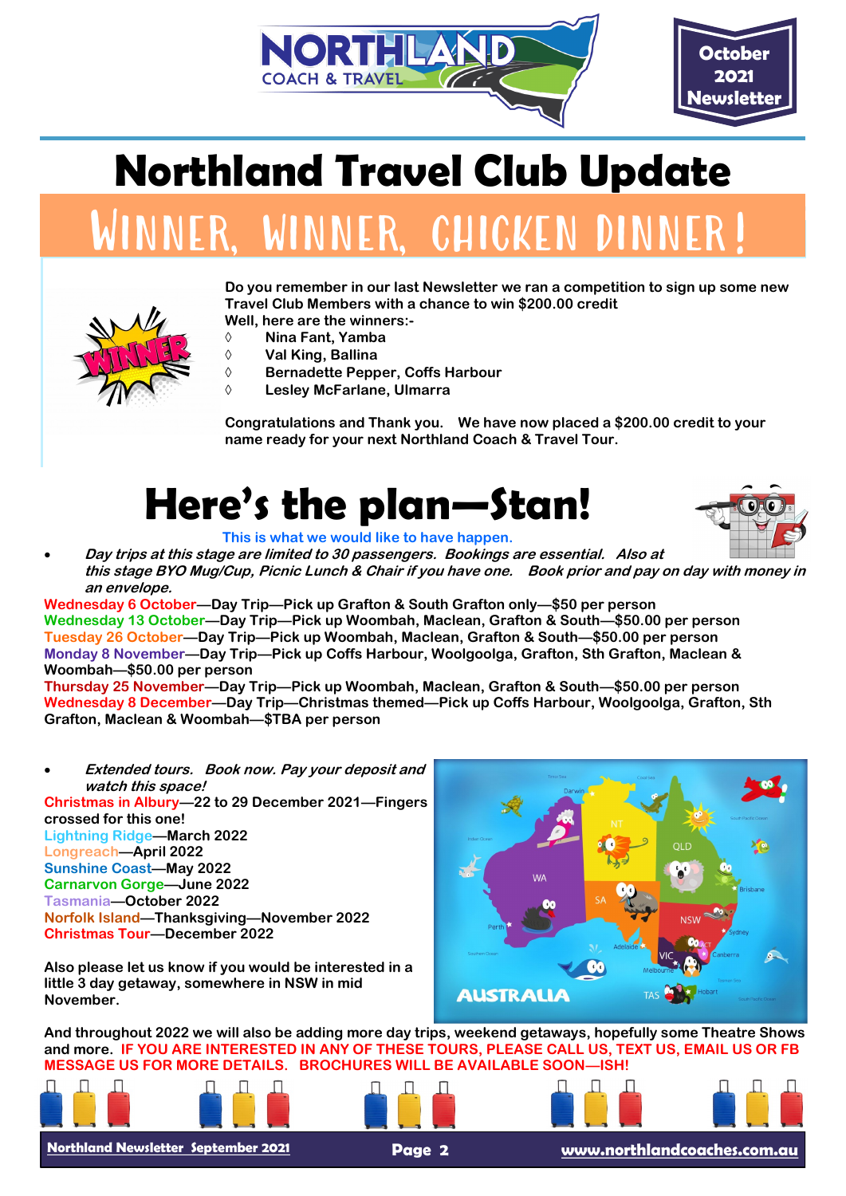# Northland Travel Club Update

## WINNER, WINNER, CHICKEN DINNER!

**Do you remember in our last Newsletter we ran a competition to sign up some new Travel Club Members with a chance to win $200.00 credit**
**Well, here are the winners:-**

- **Nina Fant, Yamba**
- **Val King, Ballina**
- **Bernadette Pepper, Coffs Harbour**
- **Lesley McFarlane, Ulmarra**

**Congratulations and Thank you. We have now placed a $200.00 credit to your name ready for your next Northland Coach & Travel Tour.**

## Here's the plan—Stan!

This is what we would like to have happen.

- ***Day trips at this stage are limited to 30 passengers. Bookings are essential. Also at this stage BYO Mug/Cup, Picnic Lunch & Chair if you have one. Book prior and pay on day with money in an envelope.***

**Wednesday 6 October—Day Trip—Pick up Grafton & South Grafton only—$50 per person**
**Wednesday 13 October—Day Trip—Pick up Woombah, Maclean, Grafton & South—$50.00 per person**
**Tuesday 26 October—Day Trip—Pick up Woombah, Maclean, Grafton & South—$50.00 per person**
**Monday 8 November—Day Trip—Pick up Coffs Harbour, Woolgoolga, Grafton, Sth Grafton, Maclean & Woombah—$50.00 per person**
**Thursday 25 November—Day Trip—Pick up Woombah, Maclean, Grafton & South—$50.00 per person**
**Wednesday 8 December—Day Trip—Christmas themed—Pick up Coffs Harbour, Woolgoolga, Grafton, Sth Grafton, Maclean & Woombah—$TBA per person**

- ***Extended tours. Book now. Pay your deposit and watch this space!***

**Christmas in Albury—22 to 29 December 2021—Fingers crossed for this one!**
**Lightning Ridge—March 2022**
**Longreach—April 2022**
**Sunshine Coast—May 2022**
**Carnarvon Gorge—June 2022**
**Tasmania—October 2022**
**Norfolk Island—Thanksgiving—November 2022**
**Christmas Tour—December 2022**

**Also please let us know if you would be interested in a little 3 day getaway, somewhere in NSW in mid November.**

**And throughout 2022 we will also be adding more day trips, weekend getaways, hopefully some Theatre Shows and more. IF YOU ARE INTERESTED IN ANY OF THESE TOURS, PLEASE CALL US, TEXT US, EMAIL US OR FB MESSAGE US FOR MORE DETAILS. BROCHURES WILL BE AVAILABLE SOON—ISH!**